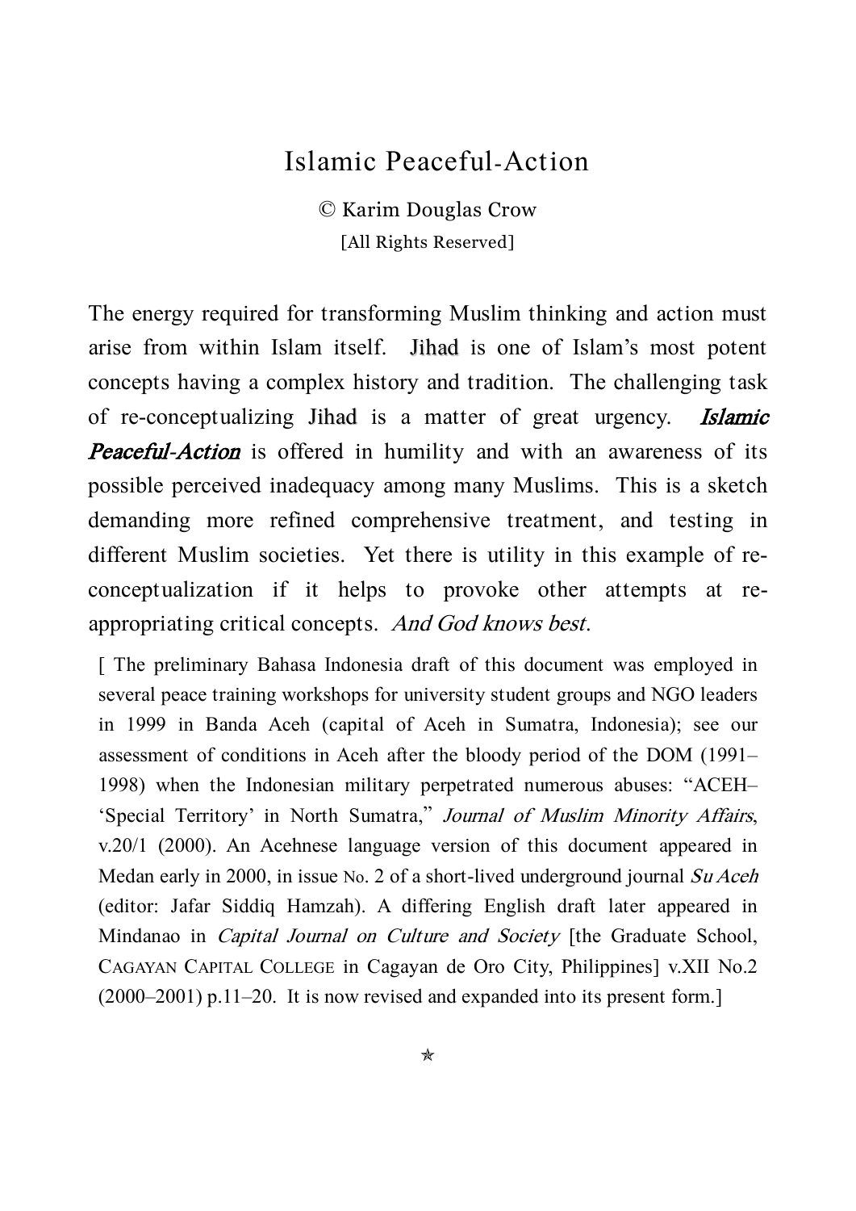# Islamic Peaceful-Action

© Karim Douglas Crow

[All Rights Reserved]

The energy required for transforming Muslim thinking and action must arise from within Islam itself. Jihad is one of Islam's most potent concepts having a complex history and tradition. The challenging task of re-conceptualizing Jihad is a matter of great urgency. ***Islamic Peaceful-Action*** is offered in humility and with an awareness of its possible perceived inadequacy among many Muslims. This is a sketch demanding more refined comprehensive treatment, and testing in different Muslim societies. Yet there is utility in this example of re-conceptualization if it helps to provoke other attempts at re-appropriating critical concepts. *And God knows best.*

[ The preliminary Bahasa Indonesia draft of this document was employed in several peace training workshops for university student groups and NGO leaders in 1999 in Banda Aceh (capital of Aceh in Sumatra, Indonesia); see our assessment of conditions in Aceh after the bloody period of the DOM (1991–1998) when the Indonesian military perpetrated numerous abuses: "ACEH–'Special Territory' in North Sumatra," *Journal of Muslim Minority Affairs*, v.20/1 (2000). An Acehnese language version of this document appeared in Medan early in 2000, in issue No. 2 of a short-lived underground journal *Su Aceh* (editor: Jafar Siddiq Hamzah). A differing English draft later appeared in Mindanao in *Capital Journal on Culture and Society* [the Graduate School, CAGAYAN CAPITAL COLLEGE in Cagayan de Oro City, Philippines] v.XII No.2 (2000–2001) p.11–20. It is now revised and expanded into its present form.]

✯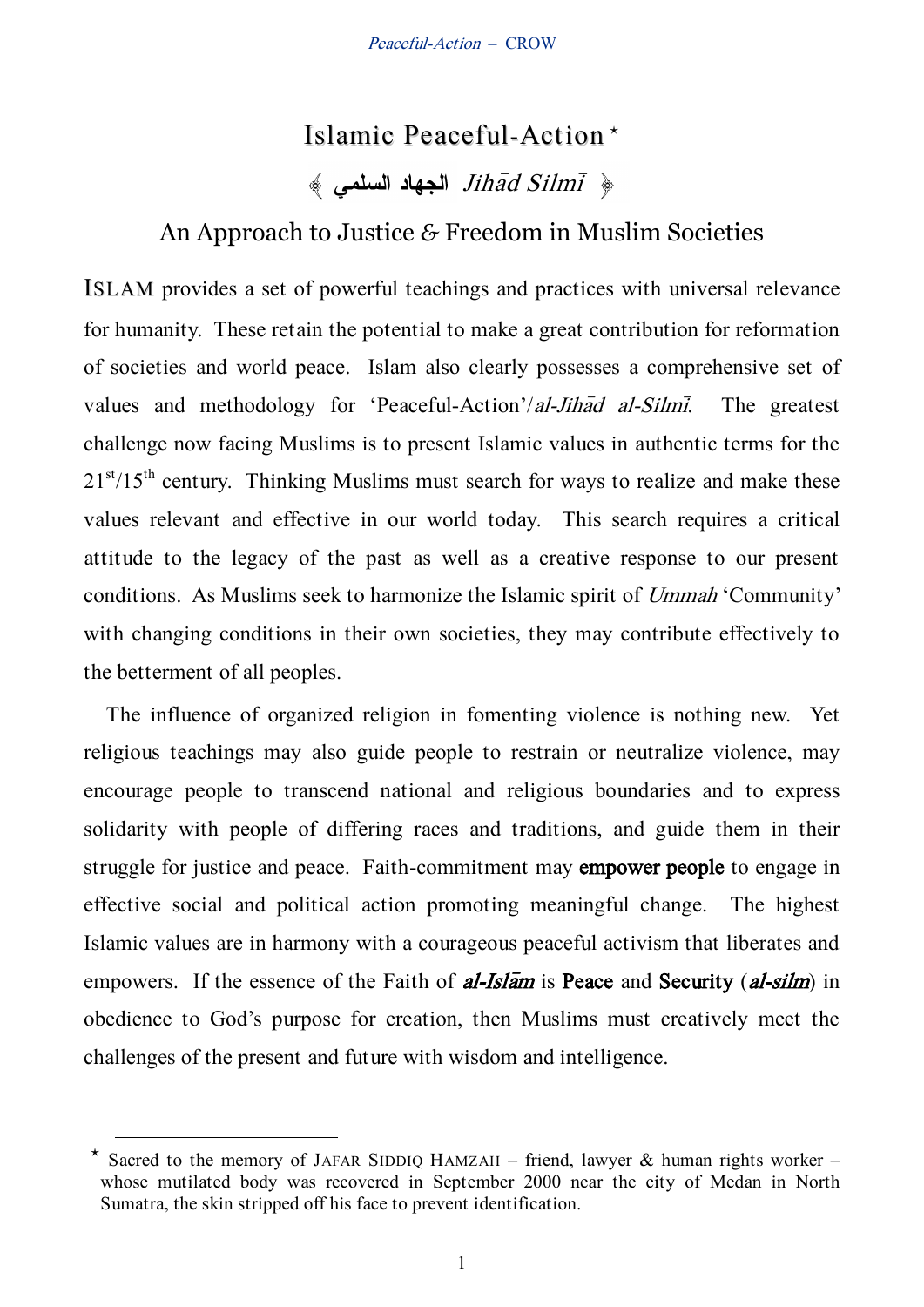# Islamic Peaceful-Action ★

## ﴿ الجهاد السلمي *Jihād Silmī* ﴾

## An Approach to Justice & Freedom in Muslim Societies

ISLAM provides a set of powerful teachings and practices with universal relevance for humanity. These retain the potential to make a great contribution for reformation of societies and world peace. Islam also clearly possesses a comprehensive set of values and methodology for 'Peaceful-Action'/*al-Jihād al-Silmī*. The greatest challenge now facing Muslims is to present Islamic values in authentic terms for the 21st/15th century. Thinking Muslims must search for ways to realize and make these values relevant and effective in our world today. This search requires a critical attitude to the legacy of the past as well as a creative response to our present conditions. As Muslims seek to harmonize the Islamic spirit of *Ummah* 'Community' with changing conditions in their own societies, they may contribute effectively to the betterment of all peoples.

The influence of organized religion in fomenting violence is nothing new. Yet religious teachings may also guide people to restrain or neutralize violence, may encourage people to transcend national and religious boundaries and to express solidarity with people of differing races and traditions, and guide them in their struggle for justice and peace. Faith-commitment may **empower people** to engage in effective social and political action promoting meaningful change. The highest Islamic values are in harmony with a courageous peaceful activism that liberates and empowers. If the essence of the Faith of ***al-Islām*** is **Peace** and **Security** (***al-silm***) in obedience to God's purpose for creation, then Muslims must creatively meet the challenges of the present and future with wisdom and intelligence.

---

★ Sacred to the memory of JAFAR SIDDIQ HAMZAH – friend, lawyer & human rights worker – whose mutilated body was recovered in September 2000 near the city of Medan in North Sumatra, the skin stripped off his face to prevent identification.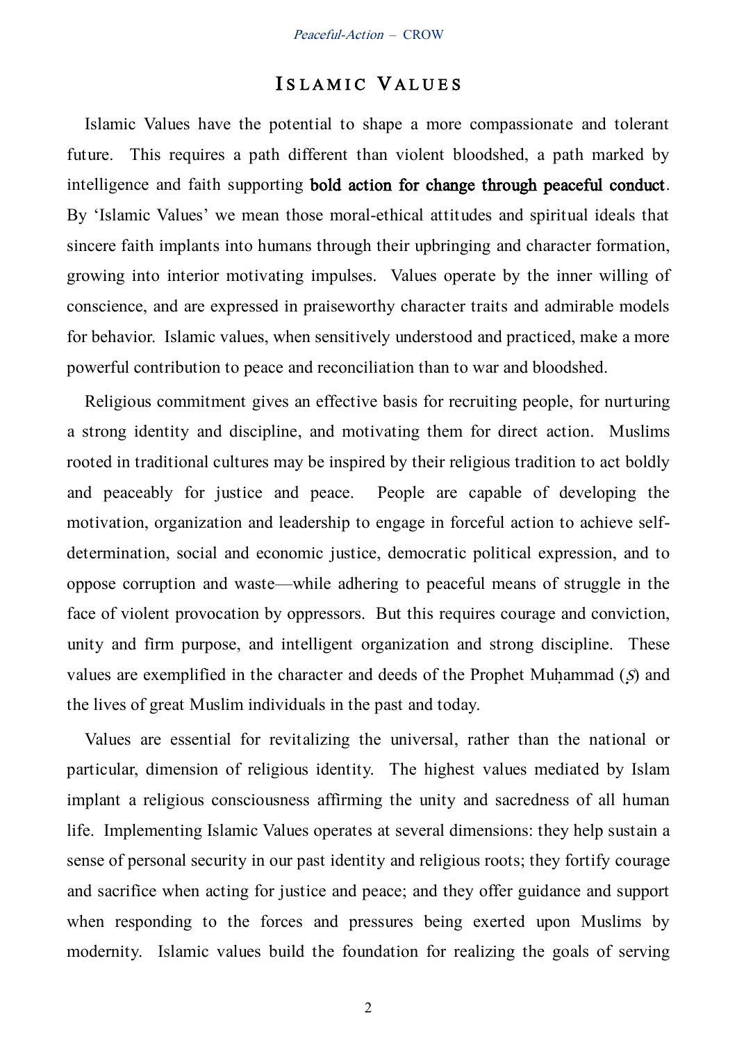# Islamic Values

Islamic Values have the potential to shape a more compassionate and tolerant future. This requires a path different than violent bloodshed, a path marked by intelligence and faith supporting **bold action for change through peaceful conduct**. By 'Islamic Values' we mean those moral-ethical attitudes and spiritual ideals that sincere faith implants into humans through their upbringing and character formation, growing into interior motivating impulses. Values operate by the inner willing of conscience, and are expressed in praiseworthy character traits and admirable models for behavior. Islamic values, when sensitively understood and practiced, make a more powerful contribution to peace and reconciliation than to war and bloodshed.

Religious commitment gives an effective basis for recruiting people, for nurturing a strong identity and discipline, and motivating them for direct action. Muslims rooted in traditional cultures may be inspired by their religious tradition to act boldly and peaceably for justice and peace. People are capable of developing the motivation, organization and leadership to engage in forceful action to achieve self-determination, social and economic justice, democratic political expression, and to oppose corruption and waste—while adhering to peaceful means of struggle in the face of violent provocation by oppressors. But this requires courage and conviction, unity and firm purpose, and intelligent organization and strong discipline. These values are exemplified in the character and deeds of the Prophet Muḥammad (*Ṣ*) and the lives of great Muslim individuals in the past and today.

Values are essential for revitalizing the universal, rather than the national or particular, dimension of religious identity. The highest values mediated by Islam implant a religious consciousness affirming the unity and sacredness of all human life. Implementing Islamic Values operates at several dimensions: they help sustain a sense of personal security in our past identity and religious roots; they fortify courage and sacrifice when acting for justice and peace; and they offer guidance and support when responding to the forces and pressures being exerted upon Muslims by modernity. Islamic values build the foundation for realizing the goals of serving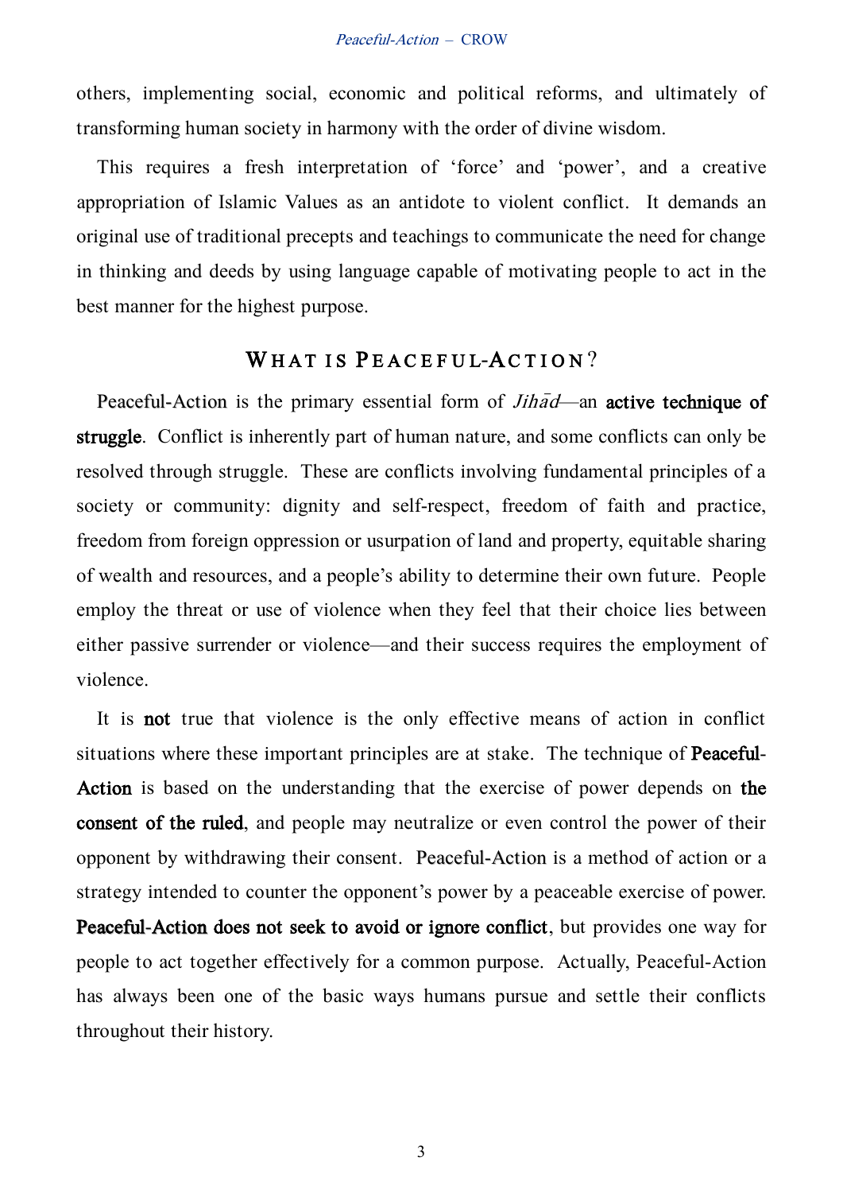others, implementing social, economic and political reforms, and ultimately of transforming human society in harmony with the order of divine wisdom.

This requires a fresh interpretation of 'force' and 'power', and a creative appropriation of Islamic Values as an antidote to violent conflict. It demands an original use of traditional precepts and teachings to communicate the need for change in thinking and deeds by using language capable of motivating people to act in the best manner for the highest purpose.

## WHAT IS PEACEFUL-ACTION?

Peaceful-Action is the primary essential form of *Jihād*—an **active technique of struggle**. Conflict is inherently part of human nature, and some conflicts can only be resolved through struggle. These are conflicts involving fundamental principles of a society or community: dignity and self-respect, freedom of faith and practice, freedom from foreign oppression or usurpation of land and property, equitable sharing of wealth and resources, and a people's ability to determine their own future. People employ the threat or use of violence when they feel that their choice lies between either passive surrender or violence—and their success requires the employment of violence.

It is **not** true that violence is the only effective means of action in conflict situations where these important principles are at stake. The technique of **Peaceful-Action** is based on the understanding that the exercise of power depends on **the consent of the ruled**, and people may neutralize or even control the power of their opponent by withdrawing their consent. Peaceful-Action is a method of action or a strategy intended to counter the opponent's power by a peaceable exercise of power. **Peaceful-Action does not seek to avoid or ignore conflict**, but provides one way for people to act together effectively for a common purpose. Actually, Peaceful-Action has always been one of the basic ways humans pursue and settle their conflicts throughout their history.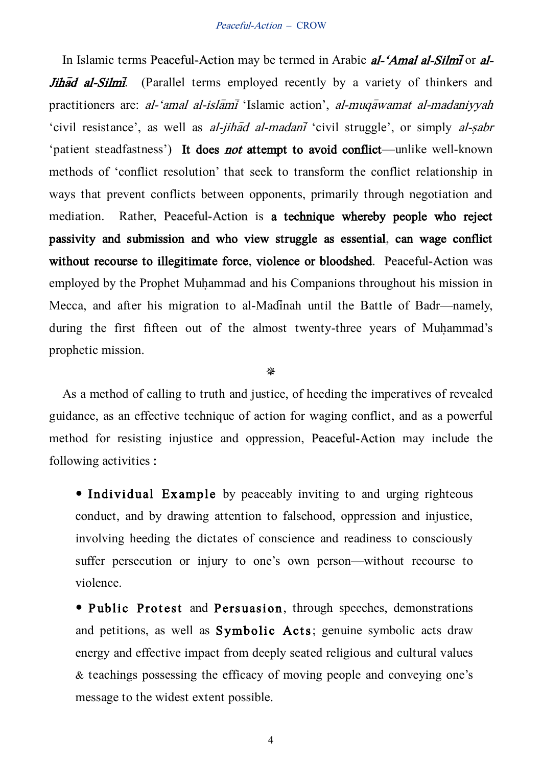In Islamic terms Peaceful-Action may be termed in Arabic ***al-'Amal al-Silmī*** or ***al-Jihād al-Silmī***. (Parallel terms employed recently by a variety of thinkers and practitioners are: *al-'amal al-islāmī* 'Islamic action', *al-muqāwamat al-madaniyyah* 'civil resistance', as well as *al-jihād al-madanī* 'civil struggle', or simply *al-ṣabr* 'patient steadfastness') **It does *not* attempt to avoid conflict**—unlike well-known methods of 'conflict resolution' that seek to transform the conflict relationship in ways that prevent conflicts between opponents, primarily through negotiation and mediation. Rather, Peaceful-Action is **a technique whereby people who reject passivity and submission and who view struggle as essential, can wage conflict without recourse to illegitimate force, violence or bloodshed**. Peaceful-Action was employed by the Prophet Muḥammad and his Companions throughout his mission in Mecca, and after his migration to al-Madīnah until the Battle of Badr—namely, during the first fifteen out of the almost twenty-three years of Muḥammad's prophetic mission.

❋

As a method of calling to truth and justice, of heeding the imperatives of revealed guidance, as an effective technique of action for waging conflict, and as a powerful method for resisting injustice and oppression, Peaceful-Action may include the following activities :

- **Individual Example** by peaceably inviting to and urging righteous conduct, and by drawing attention to falsehood, oppression and injustice, involving heeding the dictates of conscience and readiness to consciously suffer persecution or injury to one's own person—without recourse to violence.
- **Public Protest** and **Persuasion**, through speeches, demonstrations and petitions, as well as **Symbolic Acts**; genuine symbolic acts draw energy and effective impact from deeply seated religious and cultural values & teachings possessing the efficacy of moving people and conveying one's message to the widest extent possible.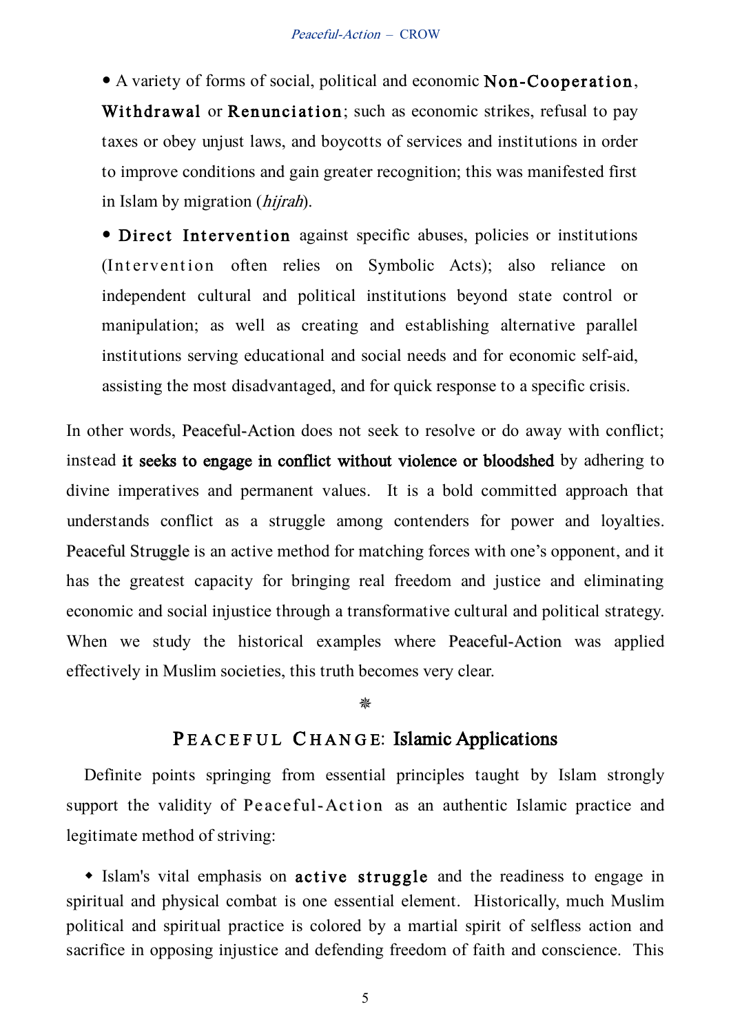- A variety of forms of social, political and economic **Non-Cooperation**, **Withdrawal** or **Renunciation**; such as economic strikes, refusal to pay taxes or obey unjust laws, and boycotts of services and institutions in order to improve conditions and gain greater recognition; this was manifested first in Islam by migration (*hijrah*).

- **Direct Intervention** against specific abuses, policies or institutions (Intervention often relies on Symbolic Acts); also reliance on independent cultural and political institutions beyond state control or manipulation; as well as creating and establishing alternative parallel institutions serving educational and social needs and for economic self-aid, assisting the most disadvantaged, and for quick response to a specific crisis.

In other words, Peaceful-Action does not seek to resolve or do away with conflict; instead **it seeks to engage in conflict without violence or bloodshed** by adhering to divine imperatives and permanent values. It is a bold committed approach that understands conflict as a struggle among contenders for power and loyalties. Peaceful Struggle is an active method for matching forces with one's opponent, and it has the greatest capacity for bringing real freedom and justice and eliminating economic and social injustice through a transformative cultural and political strategy. When we study the historical examples where Peaceful-Action was applied effectively in Muslim societies, this truth becomes very clear.

## PEACEFUL CHANGE: Islamic Applications

Definite points springing from essential principles taught by Islam strongly support the validity of Peaceful-Action as an authentic Islamic practice and legitimate method of striving:

- Islam's vital emphasis on **active struggle** and the readiness to engage in spiritual and physical combat is one essential element. Historically, much Muslim political and spiritual practice is colored by a martial spirit of selfless action and sacrifice in opposing injustice and defending freedom of faith and conscience. This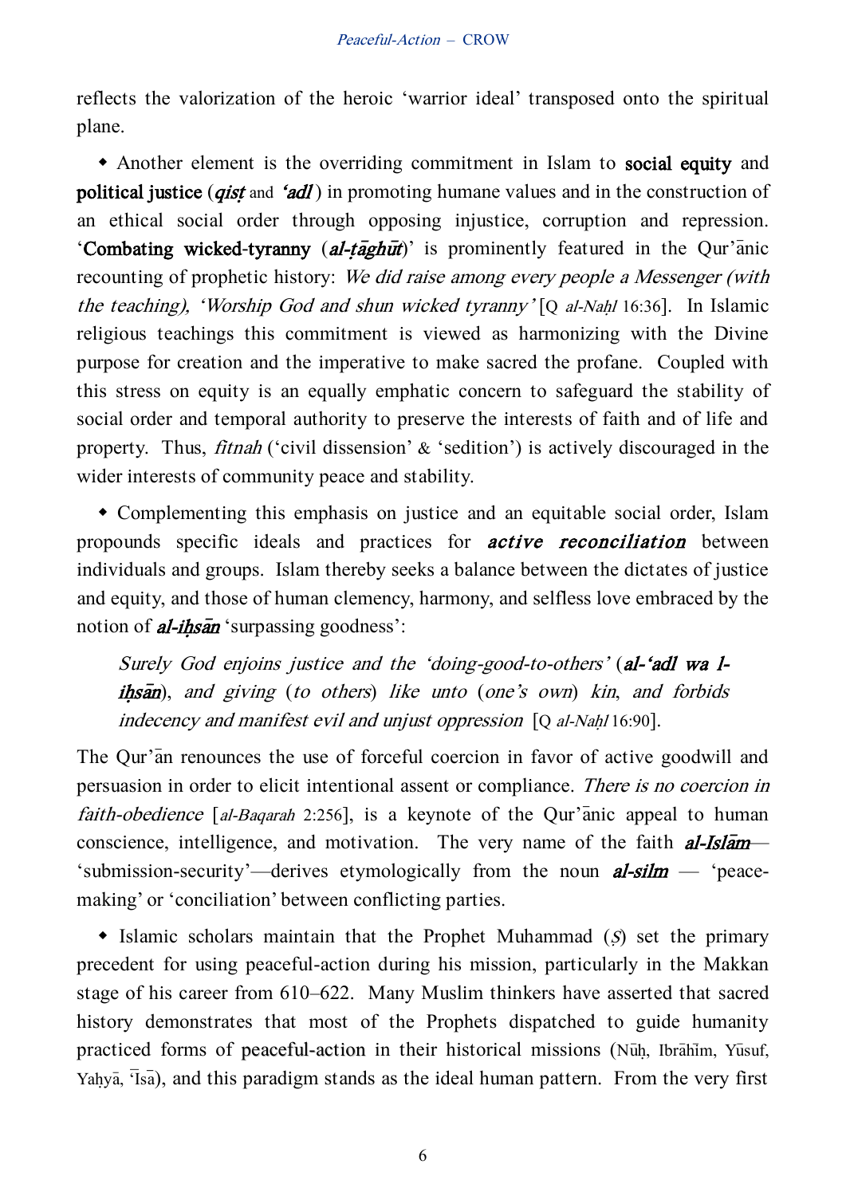reflects the valorization of the heroic 'warrior ideal' transposed onto the spiritual plane.

- Another element is the overriding commitment in Islam to **social equity** and **political justice** (***qisṭ*** and ***'adl***) in promoting humane values and in the construction of an ethical social order through opposing injustice, corruption and repression. '**Combating wicked-tyranny** (***al-ṭāghūt***)' is prominently featured in the Qur'ānic recounting of prophetic history: *We did raise among every people a Messenger (with the teaching), 'Worship God and shun wicked tyranny'* [Q *al-Naḥl* 16:36]. In Islamic religious teachings this commitment is viewed as harmonizing with the Divine purpose for creation and the imperative to make sacred the profane. Coupled with this stress on equity is an equally emphatic concern to safeguard the stability of social order and temporal authority to preserve the interests of faith and of life and property. Thus, *fitnah* ('civil dissension' & 'sedition') is actively discouraged in the wider interests of community peace and stability.

- Complementing this emphasis on justice and an equitable social order, Islam propounds specific ideals and practices for ***active reconciliation*** between individuals and groups. Islam thereby seeks a balance between the dictates of justice and equity, and those of human clemency, harmony, and selfless love embraced by the notion of ***al-iḥsān*** 'surpassing goodness':

> *Surely God enjoins justice and the 'doing-good-to-others'* (***al-'adl wa l-iḥsān***), *and giving* (*to others*) *like unto* (*one's own*) *kin, and forbids indecency and manifest evil and unjust oppression* [Q *al-Naḥl* 16:90].

The Qur'ān renounces the use of forceful coercion in favor of active goodwill and persuasion in order to elicit intentional assent or compliance. *There is no coercion in faith-obedience* [*al-Baqarah* 2:256], is a keynote of the Qur'ānic appeal to human conscience, intelligence, and motivation. The very name of the faith ***al-Islām***—'submission-security'—derives etymologically from the noun ***al-silm*** — 'peace-making' or 'conciliation' between conflicting parties.

- Islamic scholars maintain that the Prophet Muhammad (*Ṣ*) set the primary precedent for using peaceful-action during his mission, particularly in the Makkan stage of his career from 610–622. Many Muslim thinkers have asserted that sacred history demonstrates that most of the Prophets dispatched to guide humanity practiced forms of peaceful-action in their historical missions (Nūḥ, Ibrāhīm, Yūsuf, Yaḥyā, 'Īsā), and this paradigm stands as the ideal human pattern. From the very first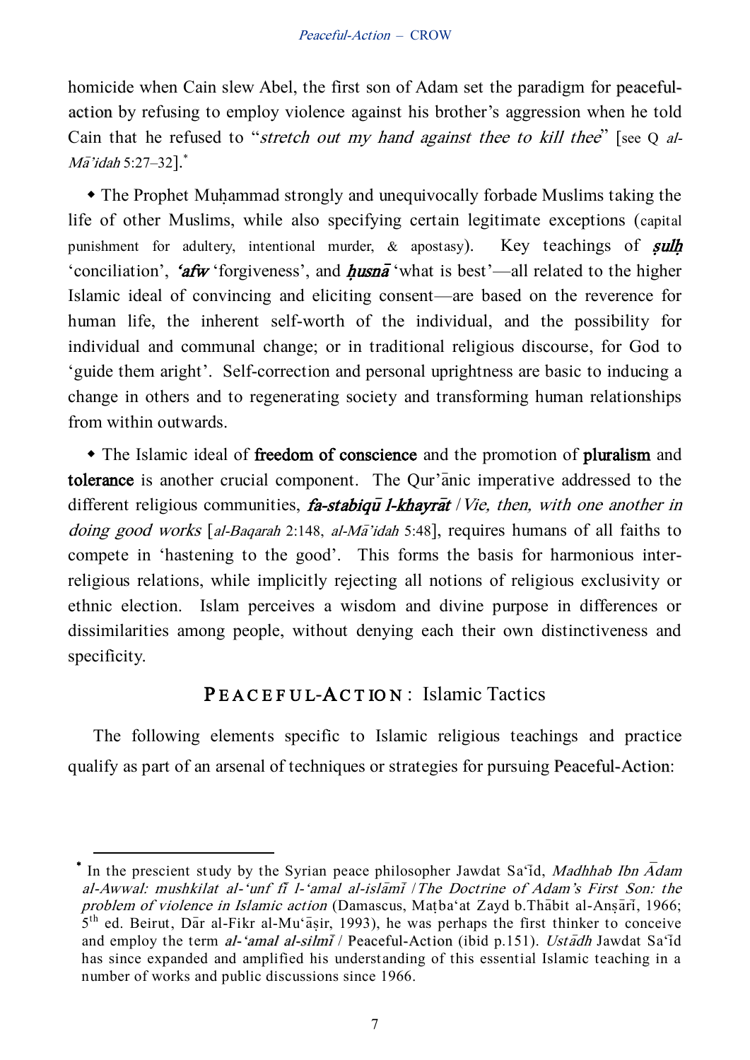homicide when Cain slew Abel, the first son of Adam set the paradigm for peaceful-action by refusing to employ violence against his brother's aggression when he told Cain that he refused to "*stretch out my hand against thee to kill thee*" [see Q *al-Mā'idah* 5:27–32].[*]

- The Prophet Muḥammad strongly and unequivocally forbade Muslims taking the life of other Muslims, while also specifying certain legitimate exceptions (capital punishment for adultery, intentional murder, & apostasy). Key teachings of ***ṣulḥ*** 'conciliation', ***'afw*** 'forgiveness', and ***ḥusnā*** 'what is best'—all related to the higher Islamic ideal of convincing and eliciting consent—are based on the reverence for human life, the inherent self-worth of the individual, and the possibility for individual and communal change; or in traditional religious discourse, for God to 'guide them aright'. Self-correction and personal uprightness are basic to inducing a change in others and to regenerating society and transforming human relationships from within outwards.

- The Islamic ideal of **freedom of conscience** and the promotion of **pluralism** and **tolerance** is another crucial component. The Qur'ānic imperative addressed to the different religious communities, ***fa-stabiqū l-khayrāt*** / *Vie, then, with one another in doing good works* [*al-Baqarah* 2:148, *al-Mā'idah* 5:48], requires humans of all faiths to compete in 'hastening to the good'. This forms the basis for harmonious inter-religious relations, while implicitly rejecting all notions of religious exclusivity or ethnic election. Islam perceives a wisdom and divine purpose in differences or dissimilarities among people, without denying each their own distinctiveness and specificity.

## PEACEFUL-ACTION: Islamic Tactics

The following elements specific to Islamic religious teachings and practice qualify as part of an arsenal of techniques or strategies for pursuing Peaceful-Action:

---

[*] In the prescient study by the Syrian peace philosopher Jawdat Sa'īd, *Madhhab Ibn Ādam al-Awwal: mushkilat al-'unf fī l-'amal al-islāmī* / *The Doctrine of Adam's First Son: the problem of violence in Islamic action* (Damascus, Maṭba'at Zayd b.Thābit al-Anṣārī, 1966; 5th ed. Beirut, Dār al-Fikr al-Mu'āṣir, 1993), he was perhaps the first thinker to conceive and employ the term ***al-'amal al-silmī*** / Peaceful-Action (ibid p.151). *Ustādh* Jawdat Sa'īd has since expanded and amplified his understanding of this essential Islamic teaching in a number of works and public discussions since 1966.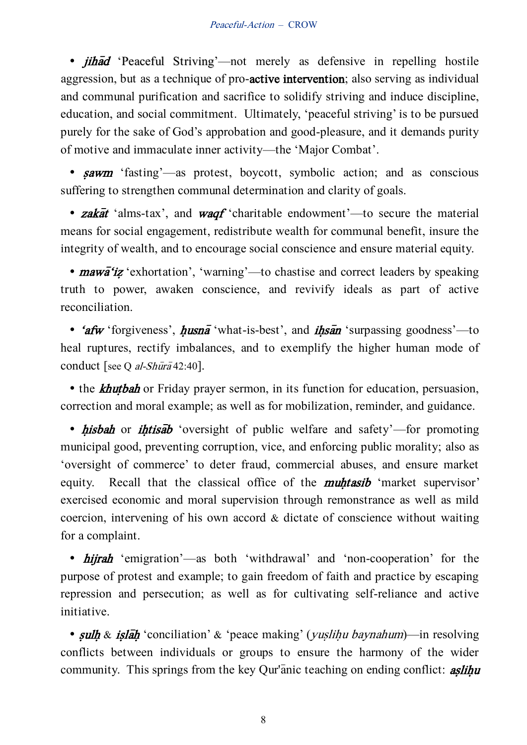- ***jihād*** 'Peaceful Striving'—not merely as defensive in repelling hostile aggression, but as a technique of pro-**active intervention**; also serving as individual and communal purification and sacrifice to solidify striving and induce discipline, education, and social commitment. Ultimately, 'peaceful striving' is to be pursued purely for the sake of God's approbation and good-pleasure, and it demands purity of motive and immaculate inner activity—the 'Major Combat'.

- ***ṣawm*** 'fasting'—as protest, boycott, symbolic action; and as conscious suffering to strengthen communal determination and clarity of goals.

- ***zakāt*** 'alms-tax', and ***waqf*** 'charitable endowment'—to secure the material means for social engagement, redistribute wealth for communal benefit, insure the integrity of wealth, and to encourage social conscience and ensure material equity.

- ***mawā'iẓ*** 'exhortation', 'warning'—to chastise and correct leaders by speaking truth to power, awaken conscience, and revivify ideals as part of active reconciliation.

- ***'afw*** 'forgiveness', ***ḥusnā*** 'what-is-best', and ***iḥsān*** 'surpassing goodness'—to heal ruptures, rectify imbalances, and to exemplify the higher human mode of conduct [see Q *al-Shūrā* 42:40].

- the ***khuṭbah*** or Friday prayer sermon, in its function for education, persuasion, correction and moral example; as well as for mobilization, reminder, and guidance.

- ***ḥisbah*** or ***iḥtisāb*** 'oversight of public welfare and safety'—for promoting municipal good, preventing corruption, vice, and enforcing public morality; also as 'oversight of commerce' to deter fraud, commercial abuses, and ensure market equity. Recall that the classical office of the ***muḥtasib*** 'market supervisor' exercised economic and moral supervision through remonstrance as well as mild coercion, intervening of his own accord & dictate of conscience without waiting for a complaint.

- ***hijrah*** 'emigration'—as both 'withdrawal' and 'non-cooperation' for the purpose of protest and example; to gain freedom of faith and practice by escaping repression and persecution; as well as for cultivating self-reliance and active initiative.

- ***ṣulḥ*** & ***iṣlāḥ*** 'conciliation' & 'peace making' (*yuṣliḥu baynahum*)—in resolving conflicts between individuals or groups to ensure the harmony of the wider community. This springs from the key Qur'ānic teaching on ending conflict: ***aṣliḥu***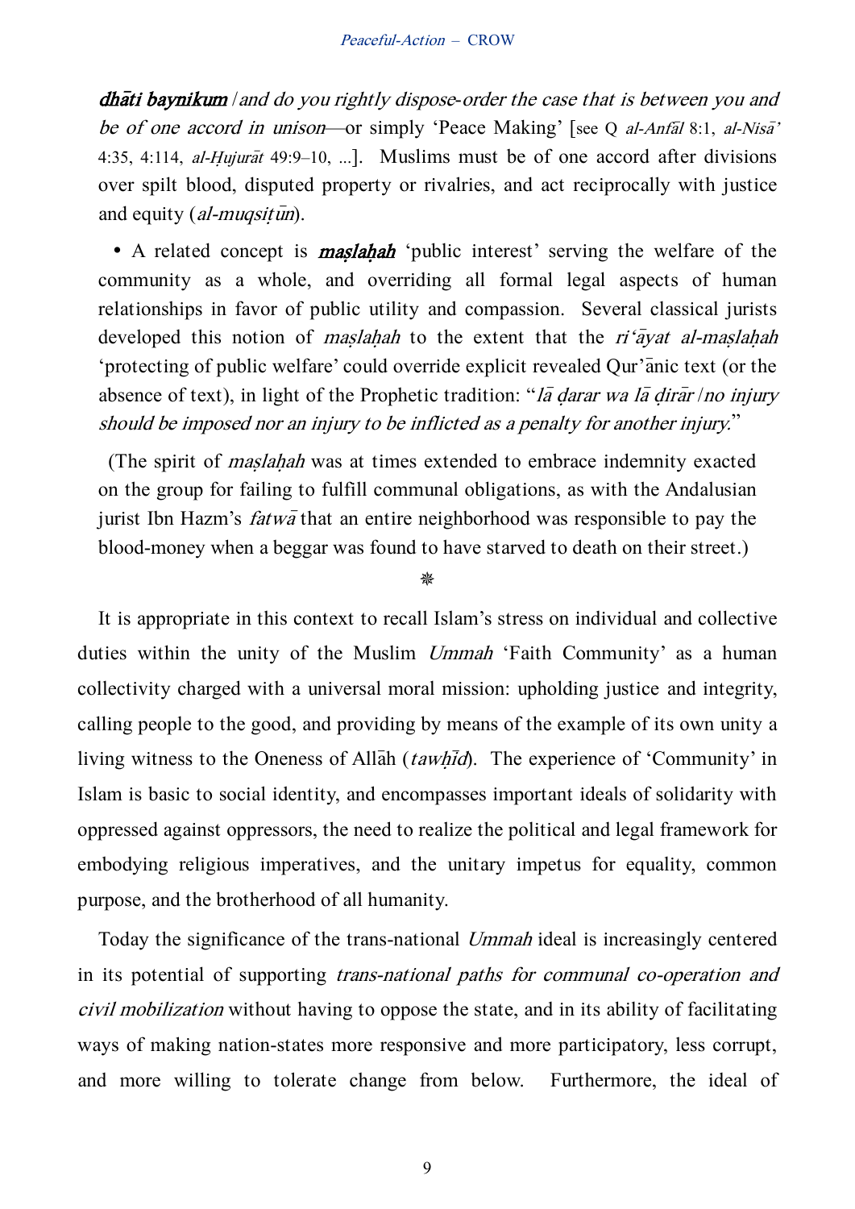***dhāti baynikum*** */ and do you rightly dispose-order the case that is between you and be of one accord in unison*—or simply 'Peace Making' [see Q *al-Anfāl* 8:1, *al-Nisā'* 4:35, 4:114, *al-Ḥujurāt* 49:9–10, ...]. Muslims must be of one accord after divisions over spilt blood, disputed property or rivalries, and act reciprocally with justice and equity (*al-muqsiṭūn*).

• A related concept is ***maṣlaḥah*** 'public interest' serving the welfare of the community as a whole, and overriding all formal legal aspects of human relationships in favor of public utility and compassion. Several classical jurists developed this notion of *maṣlaḥah* to the extent that the *ri'āyat al-maṣlaḥah* 'protecting of public welfare' could override explicit revealed Qur'ānic text (or the absence of text), in light of the Prophetic tradition: "*lā ḍarar wa lā ḍirār / no injury should be imposed nor an injury to be inflicted as a penalty for another injury.*"

(The spirit of *maṣlaḥah* was at times extended to embrace indemnity exacted on the group for failing to fulfill communal obligations, as with the Andalusian jurist Ibn Hazm's *fatwā* that an entire neighborhood was responsible to pay the blood-money when a beggar was found to have starved to death on their street.)

❋

It is appropriate in this context to recall Islam's stress on individual and collective duties within the unity of the Muslim *Ummah* 'Faith Community' as a human collectivity charged with a universal moral mission: upholding justice and integrity, calling people to the good, and providing by means of the example of its own unity a living witness to the Oneness of Allāh (*tawḥīd*). The experience of 'Community' in Islam is basic to social identity, and encompasses important ideals of solidarity with oppressed against oppressors, the need to realize the political and legal framework for embodying religious imperatives, and the unitary impetus for equality, common purpose, and the brotherhood of all humanity.

Today the significance of the trans-national *Ummah* ideal is increasingly centered in its potential of supporting *trans-national paths for communal co-operation and civil mobilization* without having to oppose the state, and in its ability of facilitating ways of making nation-states more responsive and more participatory, less corrupt, and more willing to tolerate change from below. Furthermore, the ideal of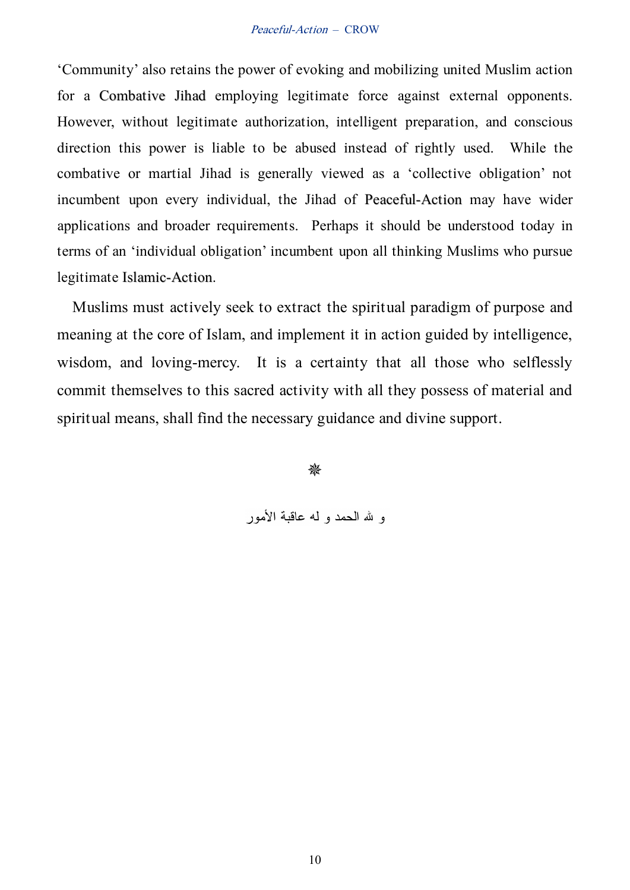'Community' also retains the power of evoking and mobilizing united Muslim action for a Combative Jihad employing legitimate force against external opponents. However, without legitimate authorization, intelligent preparation, and conscious direction this power is liable to be abused instead of rightly used. While the combative or martial Jihad is generally viewed as a 'collective obligation' not incumbent upon every individual, the Jihad of Peaceful-Action may have wider applications and broader requirements. Perhaps it should be understood today in terms of an 'individual obligation' incumbent upon all thinking Muslims who pursue legitimate Islamic-Action.

Muslims must actively seek to extract the spiritual paradigm of purpose and meaning at the core of Islam, and implement it in action guided by intelligence, wisdom, and loving-mercy. It is a certainty that all those who selflessly commit themselves to this sacred activity with all they possess of material and spiritual means, shall find the necessary guidance and divine support.

❋

و لله الحمد و له عاقبة الأمور